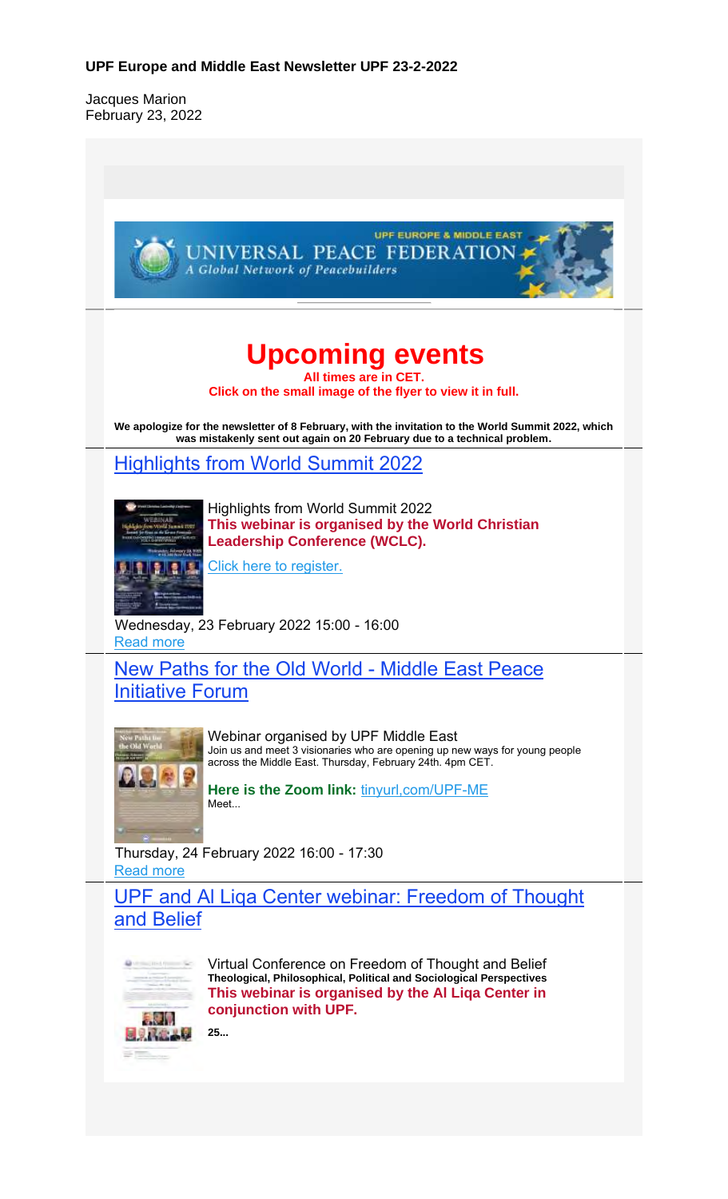**UPF Europe and Middle East Newsletter UPF 23-2-2022**

Jacques Marion
February 23, 2022

# Upcoming events

**All times are in CET.**
**Click on the small image of the flyer to view it in full.**

**We apologize for the newsletter of 8 February, with the invitation to the World Summit 2022, which was mistakenly sent out again on 20 February due to a technical problem.**

## Highlights from World Summit 2022

Highlights from World Summit 2022
**This webinar is organised by the World Christian Leadership Conference (WCLC).**

Click here to register.

Wednesday, 23 February 2022 15:00 - 16:00
Read more

## New Paths for the Old World - Middle East Peace Initiative Forum

Webinar organised by UPF Middle East
Join us and meet 3 visionaries who are opening up new ways for young people across the Middle East. Thursday, February 24th. 4pm CET.

**Here is the Zoom link:** tinyurl,com/UPF-ME
Meet...

Thursday, 24 February 2022 16:00 - 17:30
Read more

## UPF and Al Liqa Center webinar: Freedom of Thought and Belief

Virtual Conference on Freedom of Thought and Belief
**Theological, Philosophical, Political and Sociological Perspectives**
**This webinar is organised by the Al Liqa Center in conjunction with UPF.**

**25...**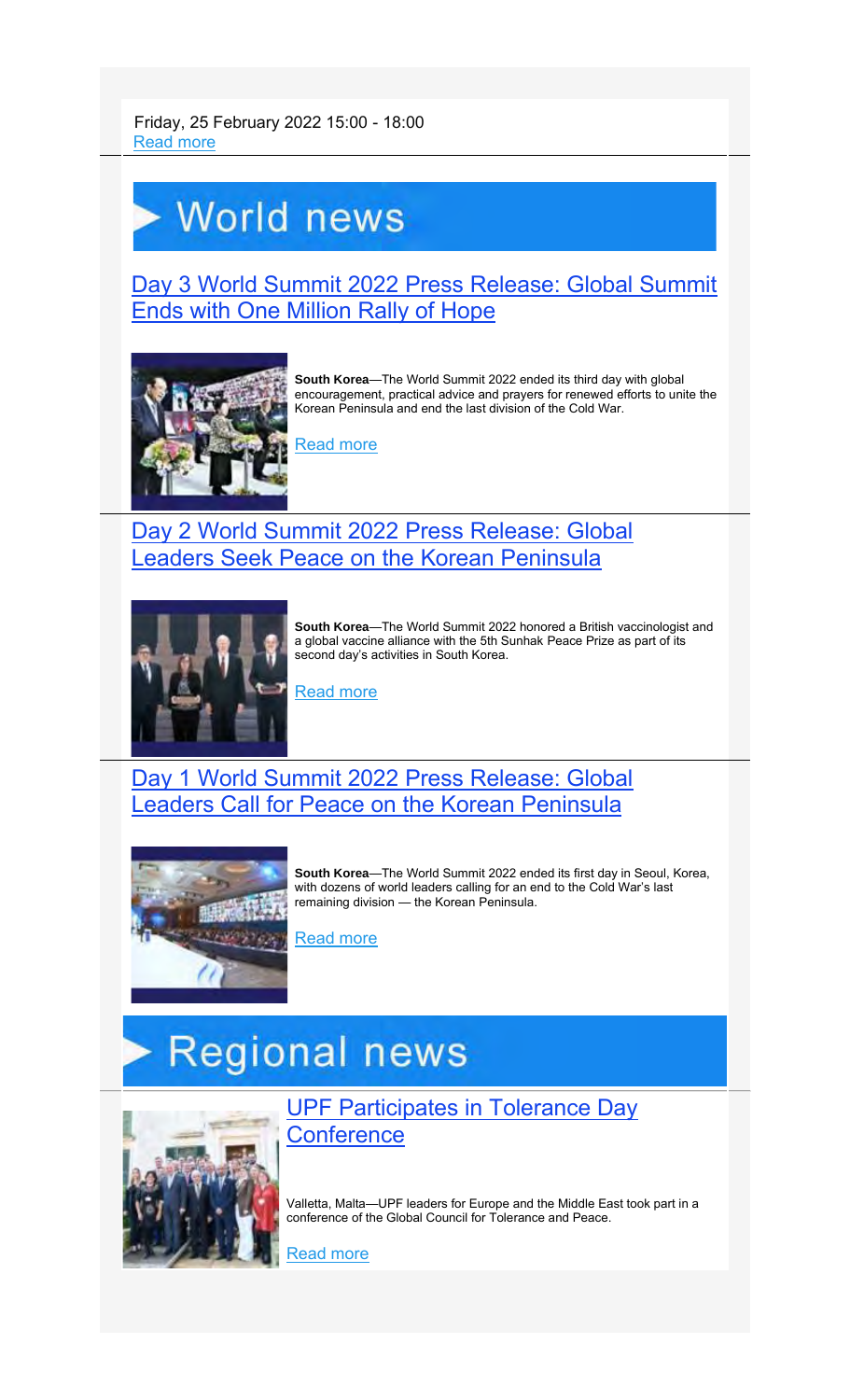Friday, 25 February 2022 15:00 - 18:00
Read more

# World news

## Day 3 World Summit 2022 Press Release: Global Summit Ends with One Million Rally of Hope

**South Korea**—The World Summit 2022 ended its third day with global encouragement, practical advice and prayers for renewed efforts to unite the Korean Peninsula and end the last division of the Cold War.

Read more

## Day 2 World Summit 2022 Press Release: Global Leaders Seek Peace on the Korean Peninsula

**South Korea**—The World Summit 2022 honored a British vaccinologist and a global vaccine alliance with the 5th Sunhak Peace Prize as part of its second day's activities in South Korea.

Read more

## Day 1 World Summit 2022 Press Release: Global Leaders Call for Peace on the Korean Peninsula

**South Korea**—The World Summit 2022 ended its first day in Seoul, Korea, with dozens of world leaders calling for an end to the Cold War's last remaining division — the Korean Peninsula.

Read more

# Regional news

## UPF Participates in Tolerance Day Conference

Valletta, Malta—UPF leaders for Europe and the Middle East took part in a conference of the Global Council for Tolerance and Peace.

Read more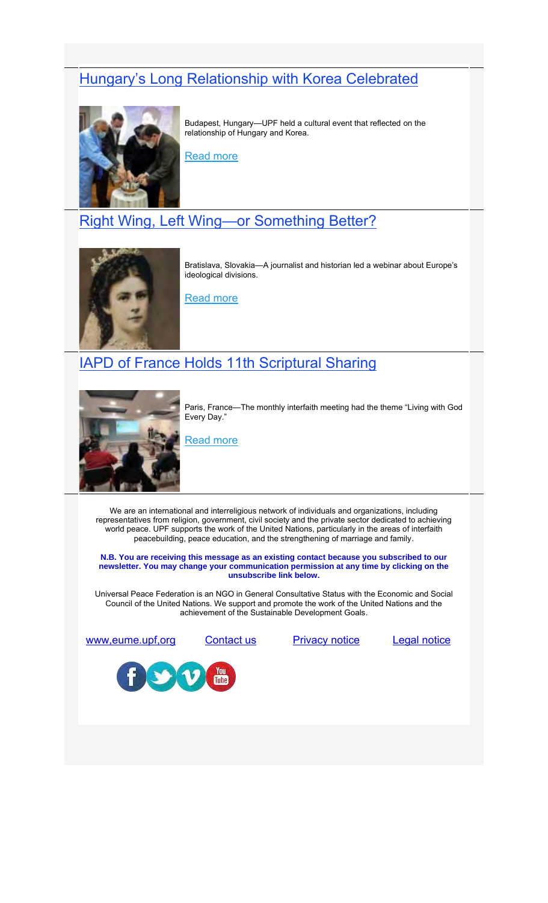## Hungary's Long Relationship with Korea Celebrated

Budapest, Hungary—UPF held a cultural event that reflected on the relationship of Hungary and Korea.

Read more

## Right Wing, Left Wing—or Something Better?

Bratislava, Slovakia—A journalist and historian led a webinar about Europe's ideological divisions.

Read more

## IAPD of France Holds 11th Scriptural Sharing

Paris, France—The monthly interfaith meeting had the theme "Living with God Every Day."

Read more

We are an international and interreligious network of individuals and organizations, including representatives from religion, government, civil society and the private sector dedicated to achieving world peace. UPF supports the work of the United Nations, particularly in the areas of interfaith peacebuilding, peace education, and the strengthening of marriage and family.

**N.B. You are receiving this message as an existing contact because you subscribed to our newsletter. You may change your communication permission at any time by clicking on the unsubscribe link below.**

Universal Peace Federation is an NGO in General Consultative Status with the Economic and Social Council of the United Nations. We support and promote the work of the United Nations and the achievement of the Sustainable Development Goals.

www,eume.upf,org    Contact us    Privacy notice    Legal notice